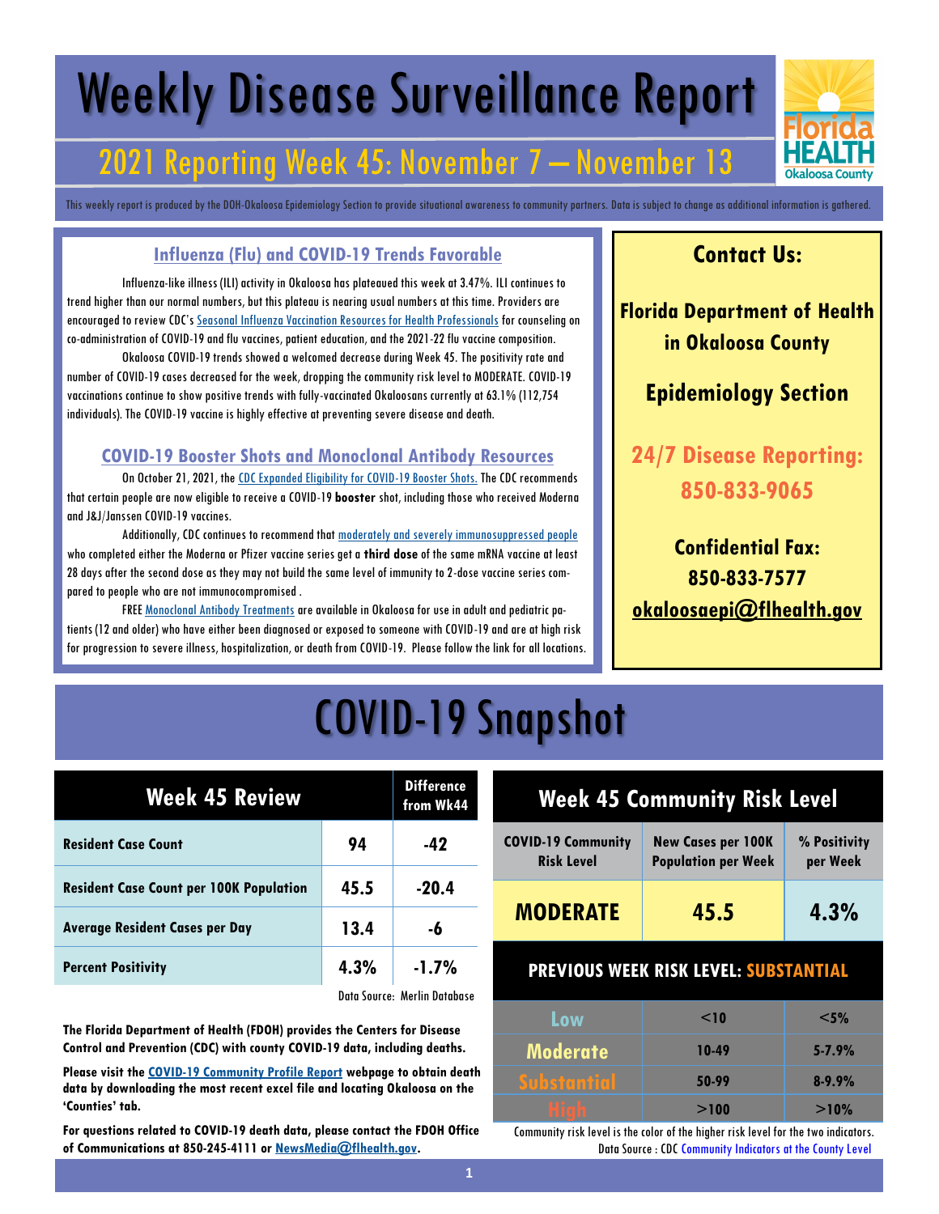# Weekly Disease Surveillance Report

## 2021 Reporting Week 45: November 7 — November 13

Florida HEALTH Okaloosa County

This weekly report is produced by the DOH-Okaloosa Epidemiology Section to provide situational awareness to community partners. Data is subject to change as additional information is gathered.

### Influenza (Flu) and COVID-19 Trends Favorable

Influenza-like illness (ILI) activity in Okaloosa has plateaued this week at 3.47%. ILI continues to trend higher than our normal numbers, but this plateau is nearing usual numbers at this time. Providers are encouraged to review CDC's Seasonal Influenza Vaccination Resources for Health Professionals for counseling on co-administration of COVID-19 and flu vaccines, patient education, and the 2021-22 flu vaccine composition.

Okaloosa COVID-19 trends showed a welcomed decrease during Week 45. The positivity rate and number of COVID-19 cases decreased for the week, dropping the community risk level to MODERATE. COVID-19 vaccinations continue to show positive trends with fully-vaccinated Okaloosans currently at 63.1% (112,754 individuals). The COVID-19 vaccine is highly effective at preventing severe disease and death.

### COVID-19 Booster Shots and Monoclonal Antibody Resources

On October 21, 2021, the CDC Expanded Eligibility for COVID-19 Booster Shots. The CDC recommends that certain people are now eligible to receive a COVID-19 **booster** shot, including those who received Moderna and J&J/Janssen COVID-19 vaccines.

Additionally, CDC continues to recommend that moderately and severely immunosuppressed people who completed either the Moderna or Pfizer vaccine series get a **third dose** of the same mRNA vaccine at least 28 days after the second dose as they may not build the same level of immunity to 2-dose vaccine series compared to people who are not immunocompromised .

FREE Monoclonal Antibody Treatments are available in Okaloosa for use in adult and pediatric patients (12 and older) who have either been diagnosed or exposed to someone with COVID-19 and are at high risk for progression to severe illness, hospitalization, or death from COVID-19. Please follow the link for all locations.

### Contact Us:

**Florida Department of Health in Okaloosa County**

**Epidemiology Section**

**24/7 Disease Reporting: 850-833-9065**

**Confidential Fax: 850-833-7577**

**okaloosaepi@flhealth.gov**

# COVID-19 Snapshot

| Week 45 Review | | Difference from Wk44 |
|---|---|---|
| Resident Case Count | 94 | -42 |
| Resident Case Count per 100K Population | 45.5 | -20.4 |
| Average Resident Cases per Day | 13.4 | -6 |
| Percent Positivity | 4.3% | -1.7% |

Data Source: Merlin Database

**The Florida Department of Health (FDOH) provides the Centers for Disease Control and Prevention (CDC) with county COVID-19 data, including deaths.**

**Please visit the COVID-19 Community Profile Report webpage to obtain death data by downloading the most recent excel file and locating Okaloosa on the 'Counties' tab.**

**For questions related to COVID-19 death data, please contact the FDOH Office of Communications at 850-245-4111 or NewsMedia@flhealth.gov.**

| Week 45 Community Risk Level | | |
|---|---|---|
| COVID-19 Community Risk Level | New Cases per 100K Population per Week | % Positivity per Week |
| MODERATE | 45.5 | 4.3% |
| PREVIOUS WEEK RISK LEVEL: SUBSTANTIAL | | |
| Low | <10 | <5% |
| Moderate | 10-49 | 5-7.9% |
| Substantial | 50-99 | 8-9.9% |
| High | >100 | >10% |

Community risk level is the color of the higher risk level for the two indicators.

Data Source : CDC Community Indicators at the County Level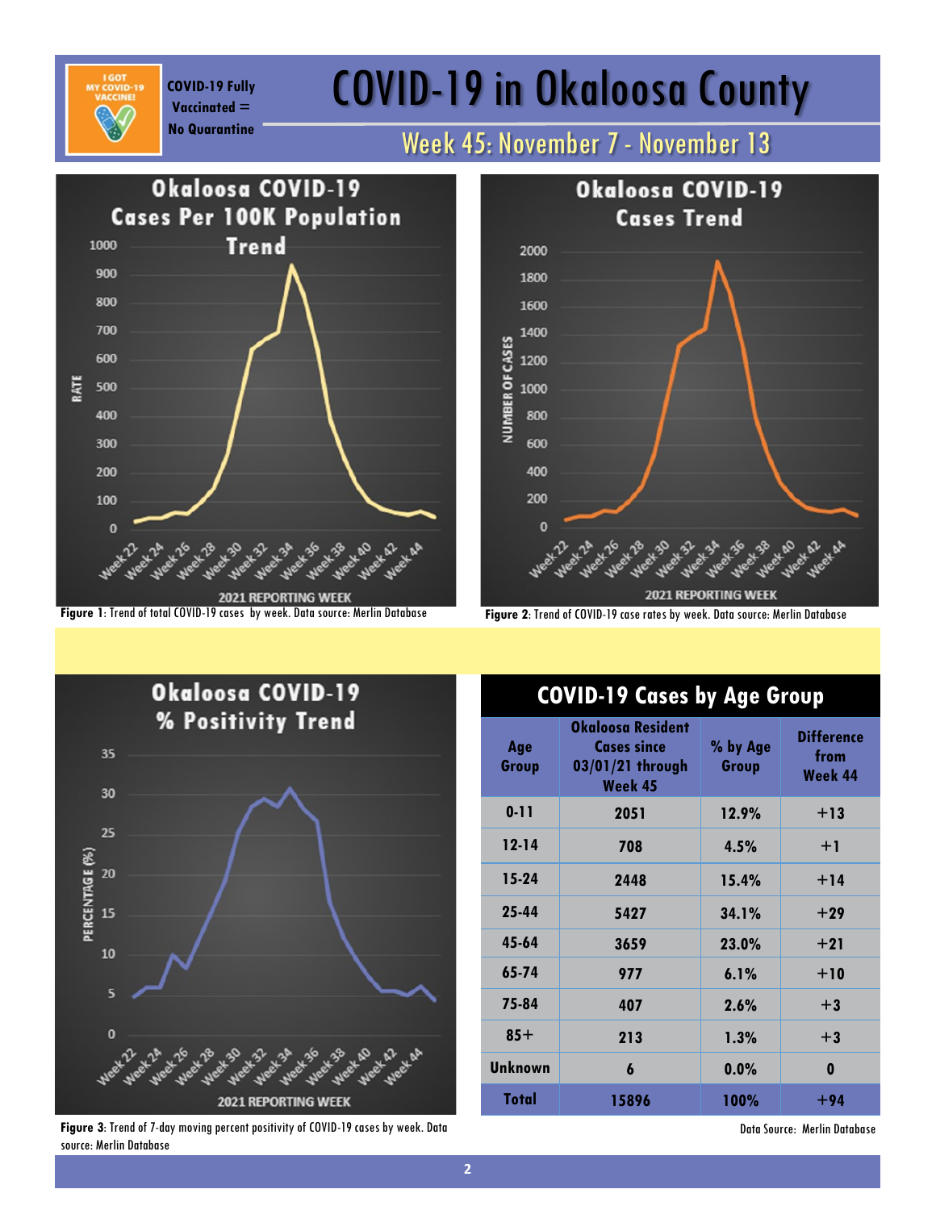# COVID-19 in Okaloosa County

COVID-19 Fully Vaccinated = No Quarantine

## Week 45: November 7 - November 13

Figure 1: Trend of total COVID-19 cases by week. Data source: Merlin Database

Figure 2: Trend of COVID-19 case rates by week. Data source: Merlin Database

Figure 3: Trend of 7-day moving percent positivity of COVID-19 cases by week. Data source: Merlin Database

## COVID-19 Cases by Age Group

| Age Group | Okaloosa Resident Cases since 03/01/21 through Week 45 | % by Age Group | Difference from Week 44 |
|---|---|---|---|
| 0-11 | 2051 | 12.9% | +13 |
| 12-14 | 708 | 4.5% | +1 |
| 15-24 | 2448 | 15.4% | +14 |
| 25-44 | 5427 | 34.1% | +29 |
| 45-64 | 3659 | 23.0% | +21 |
| 65-74 | 977 | 6.1% | +10 |
| 75-84 | 407 | 2.6% | +3 |
| 85+ | 213 | 1.3% | +3 |
| Unknown | 6 | 0.0% | 0 |
| Total | 15896 | 100% | +94 |

Data Source: Merlin Database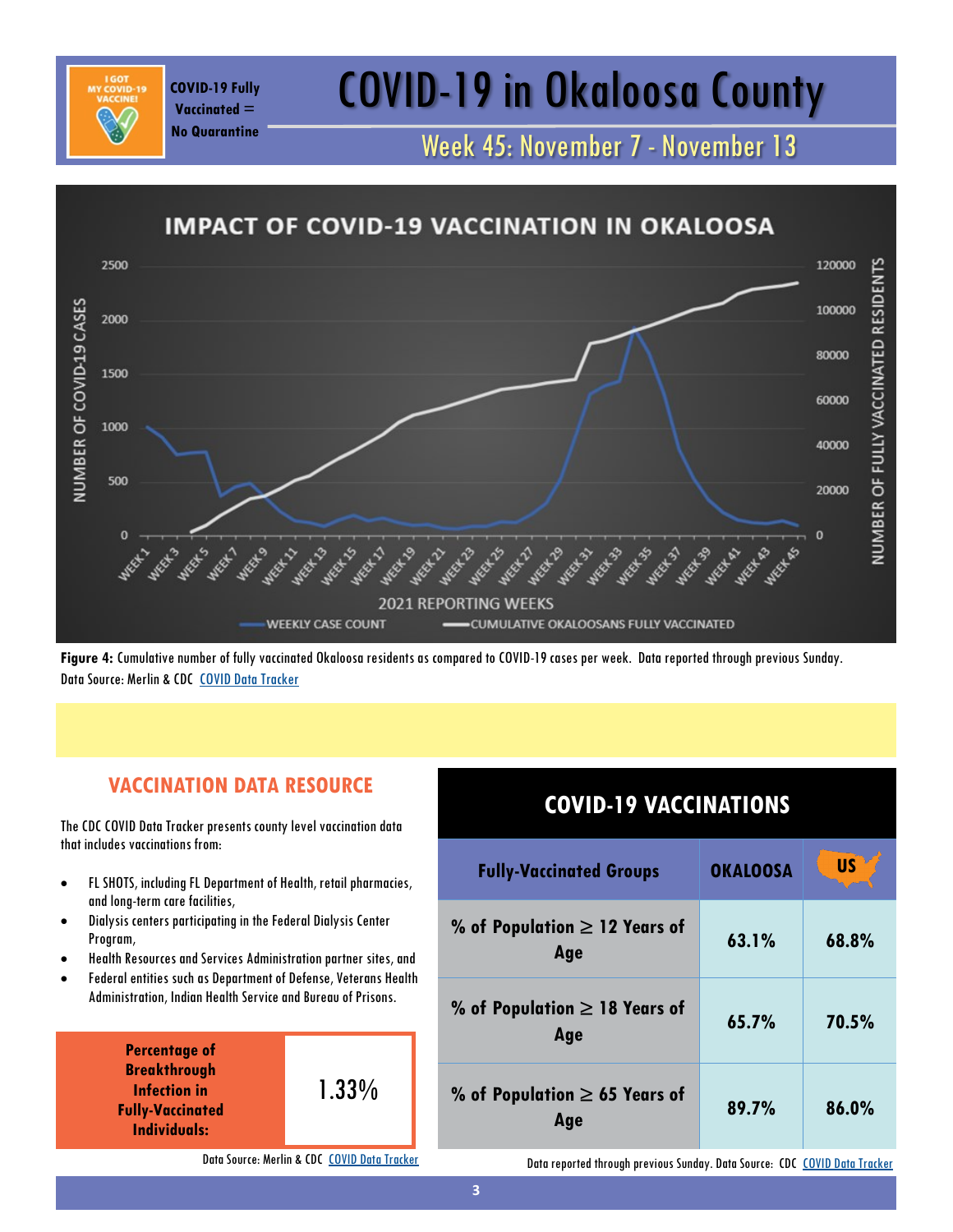COVID-19 Fully Vaccinated = No Quarantine

# COVID-19 in Okaloosa County

## Week 45: November 7 - November 13

**Figure 4:** Cumulative number of fully vaccinated Okaloosa residents as compared to COVID-19 cases per week. Data reported through previous Sunday. Data Source: Merlin & CDC COVID Data Tracker

### VACCINATION DATA RESOURCE

The CDC COVID Data Tracker presents county level vaccination data that includes vaccinations from:

- FL SHOTS, including FL Department of Health, retail pharmacies, and long-term care facilities,
- Dialysis centers participating in the Federal Dialysis Center Program,
- Health Resources and Services Administration partner sites, and
- Federal entities such as Department of Defense, Veterans Health Administration, Indian Health Service and Bureau of Prisons.

| **Percentage of Breakthrough Infection in Fully-Vaccinated Individuals:** | 1.33% |
|---|---|

Data Source: Merlin & CDC COVID Data Tracker

### COVID-19 VACCINATIONS

| Fully-Vaccinated Groups | OKALOOSA | US |
|---|---|---|
| % of Population $\geq$ 12 Years of Age | 63.1% | 68.8% |
| % of Population $\geq$ 18 Years of Age | 65.7% | 70.5% |
| % of Population $\geq$ 65 Years of Age | 89.7% | 86.0% |

Data reported through previous Sunday. Data Source: CDC COVID Data Tracker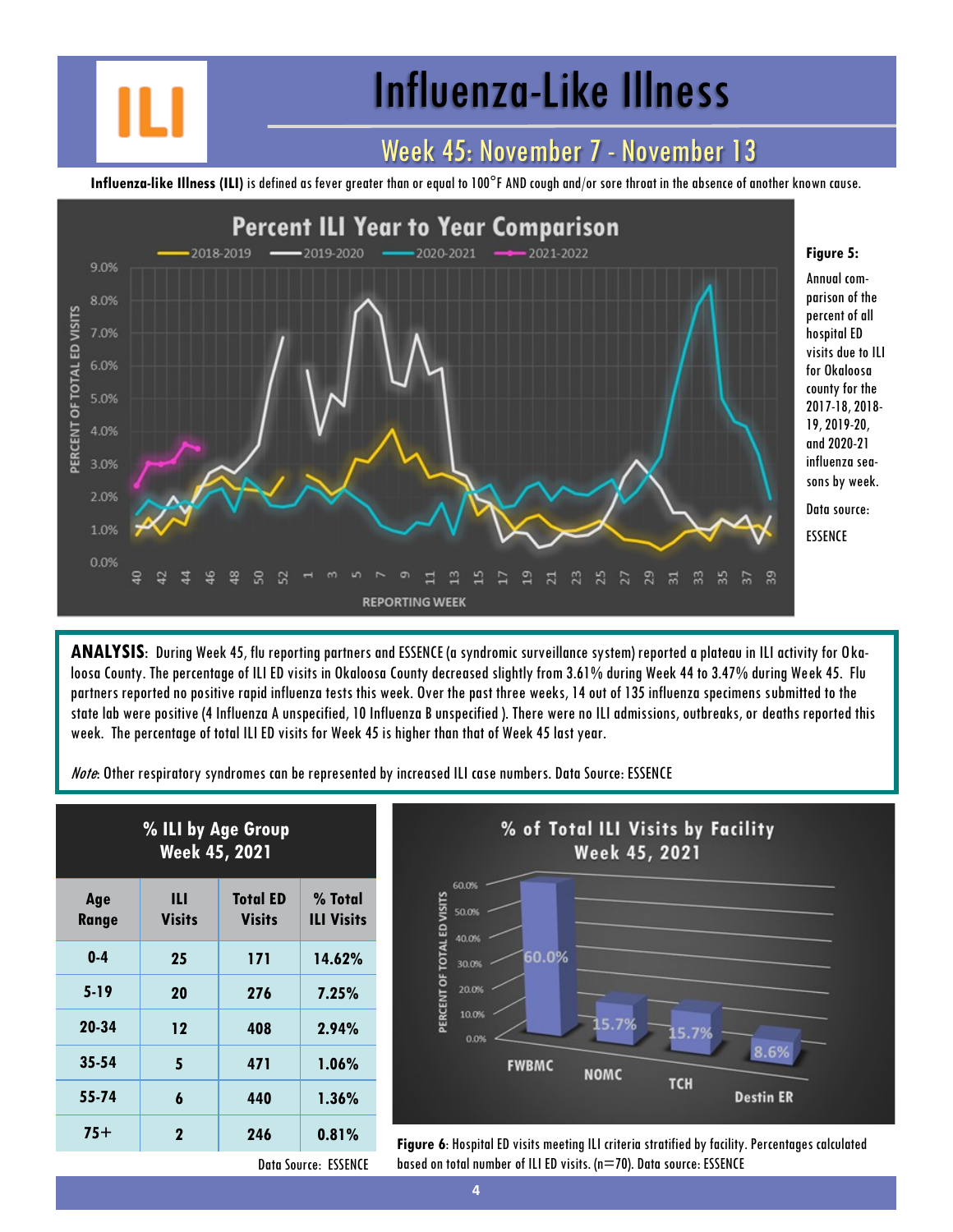# Influenza-Like Illness

## Week 45: November 7 - November 13

**Influenza-like Illness (ILI)** is defined as fever greater than or equal to 100°F AND cough and/or sore throat in the absence of another known cause.

**Figure 5:** Annual comparison of the percent of all hospital ED visits due to ILI for Okaloosa county for the 2017-18, 2018-19, 2019-20, and 2020-21 influenza seasons by week.

Data source: ESSENCE

**ANALYSIS**: During Week 45, flu reporting partners and ESSENCE (a syndromic surveillance system) reported a plateau in ILI activity for Okaloosa County. The percentage of ILI ED visits in Okaloosa County decreased slightly from 3.61% during Week 44 to 3.47% during Week 45. Flu partners reported no positive rapid influenza tests this week. Over the past three weeks, 14 out of 135 influenza specimens submitted to the state lab were positive (4 Influenza A unspecified, 10 Influenza B unspecified ). There were no ILI admissions, outbreaks, or deaths reported this week. The percentage of total ILI ED visits for Week 45 is higher than that of Week 45 last year.

*Note*: Other respiratory syndromes can be represented by increased ILI case numbers. Data Source: ESSENCE

**% ILI by Age Group Week 45, 2021**

| Age Range | ILI Visits | Total ED Visits | % Total ILI Visits |
|---|---|---|---|
| 0-4 | 25 | 171 | 14.62% |
| 5-19 | 20 | 276 | 7.25% |
| 20-34 | 12 | 408 | 2.94% |
| 35-54 | 5 | 471 | 1.06% |
| 55-74 | 6 | 440 | 1.36% |
| 75+ | 2 | 246 | 0.81% |

Data Source: ESSENCE

**Figure 6**: Hospital ED visits meeting ILI criteria stratified by facility. Percentages calculated based on total number of ILI ED visits. (n=70). Data source: ESSENCE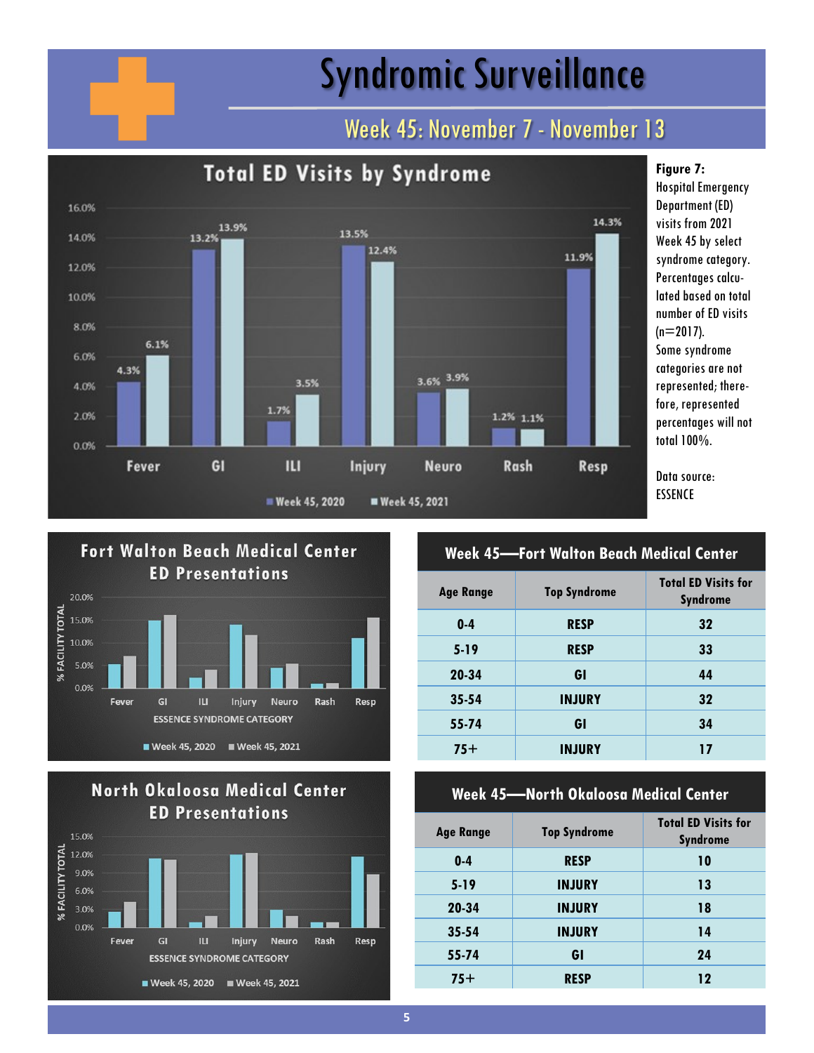# Syndromic Surveillance

## Week 45: November 7 - November 13

### Total ED Visits by Syndrome

| Syndrome | Week 45, 2020 | Week 45, 2021 |
|---|---|---|
| Fever | 4.3% | 6.1% |
| GI | 13.2% | 13.9% |
| ILI | 1.7% | 3.5% |
| Injury | 13.5% | 12.4% |
| Neuro | 3.6% | 3.9% |
| Rash | 1.2% | 1.1% |
| Resp | 11.9% | 14.3% |

**Figure 7:** Hospital Emergency Department (ED) visits from 2021 Week 45 by select syndrome category. Percentages calculated based on total number of ED visits (n=2017). Some syndrome categories are not represented; therefore, represented percentages will not total 100%.

Data source: ESSENCE

### Fort Walton Beach Medical Center ED Presentations

(Chart: % FACILITY TOTAL by ESSENCE SYNDROME CATEGORY — Fever, GI, ILI, Injury, Neuro, Rash, Resp; Week 45, 2020 vs Week 45, 2021)

**Week 45—Fort Walton Beach Medical Center**

| Age Range | Top Syndrome | Total ED Visits for Syndrome |
|---|---|---|
| 0-4 | RESP | 32 |
| 5-19 | RESP | 33 |
| 20-34 | GI | 44 |
| 35-54 | INJURY | 32 |
| 55-74 | GI | 34 |
| 75+ | INJURY | 17 |

### North Okaloosa Medical Center ED Presentations

(Chart: % FACILITY TOTAL by ESSENCE SYNDROME CATEGORY — Fever, GI, ILI, Injury, Neuro, Rash, Resp; Week 45, 2020 vs Week 45, 2021)

**Week 45—North Okaloosa Medical Center**

| Age Range | Top Syndrome | Total ED Visits for Syndrome |
|---|---|---|
| 0-4 | RESP | 10 |
| 5-19 | INJURY | 13 |
| 20-34 | INJURY | 18 |
| 35-54 | INJURY | 14 |
| 55-74 | GI | 24 |
| 75+ | RESP | 12 |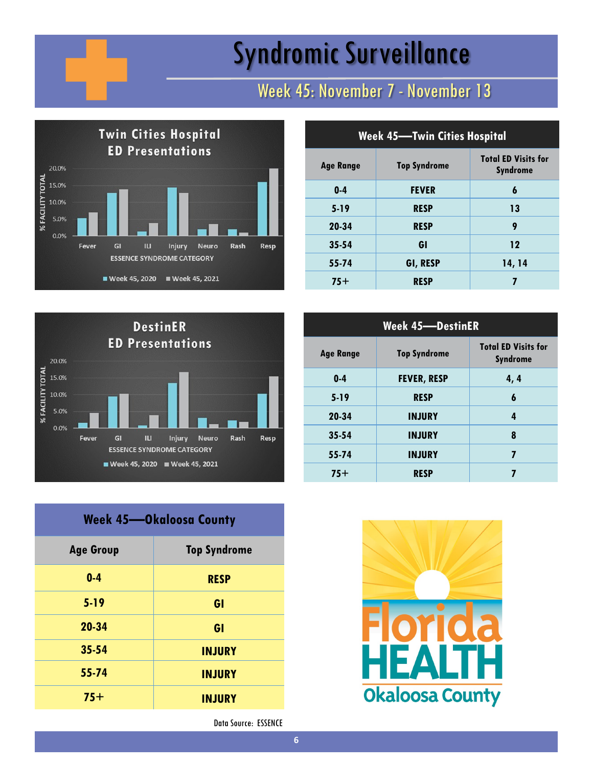# Syndromic Surveillance

## Week 45: November 7 - November 13

Twin Cities Hospital
ED Presentations

% FACILITY TOTAL

20.0%
15.0%
10.0%
5.0%
0.0%

Fever GI ILI Injury Neuro Rash Resp

ESSENCE SYNDROME CATEGORY

Week 45, 2020 Week 45, 2021

| Week 45—Twin Cities Hospital | | |
|---|---|---|
| **Age Range** | **Top Syndrome** | **Total ED Visits for Syndrome** |
| 0-4 | FEVER | 6 |
| 5-19 | RESP | 13 |
| 20-34 | RESP | 9 |
| 35-54 | GI | 12 |
| 55-74 | GI, RESP | 14, 14 |
| 75+ | RESP | 7 |

DestinER
ED Presentations

% FACILITY TOTAL

20.0%
15.0%
10.0%
5.0%
0.0%

Fever GI ILI Injury Neuro Rash Resp

ESSENCE SYNDROME CATEGORY

Week 45, 2020 Week 45, 2021

| Week 45—DestinER | | |
|---|---|---|
| **Age Range** | **Top Syndrome** | **Total ED Visits for Syndrome** |
| 0-4 | FEVER, RESP | 4, 4 |
| 5-19 | RESP | 6 |
| 20-34 | INJURY | 4 |
| 35-54 | INJURY | 8 |
| 55-74 | INJURY | 7 |
| 75+ | RESP | 7 |

| Week 45—Okaloosa County | |
|---|---|
| **Age Group** | **Top Syndrome** |
| 0-4 | RESP |
| 5-19 | GI |
| 20-34 | GI |
| 35-54 | INJURY |
| 55-74 | INJURY |
| 75+ | INJURY |

Data Source: ESSENCE

Florida HEALTH Okaloosa County